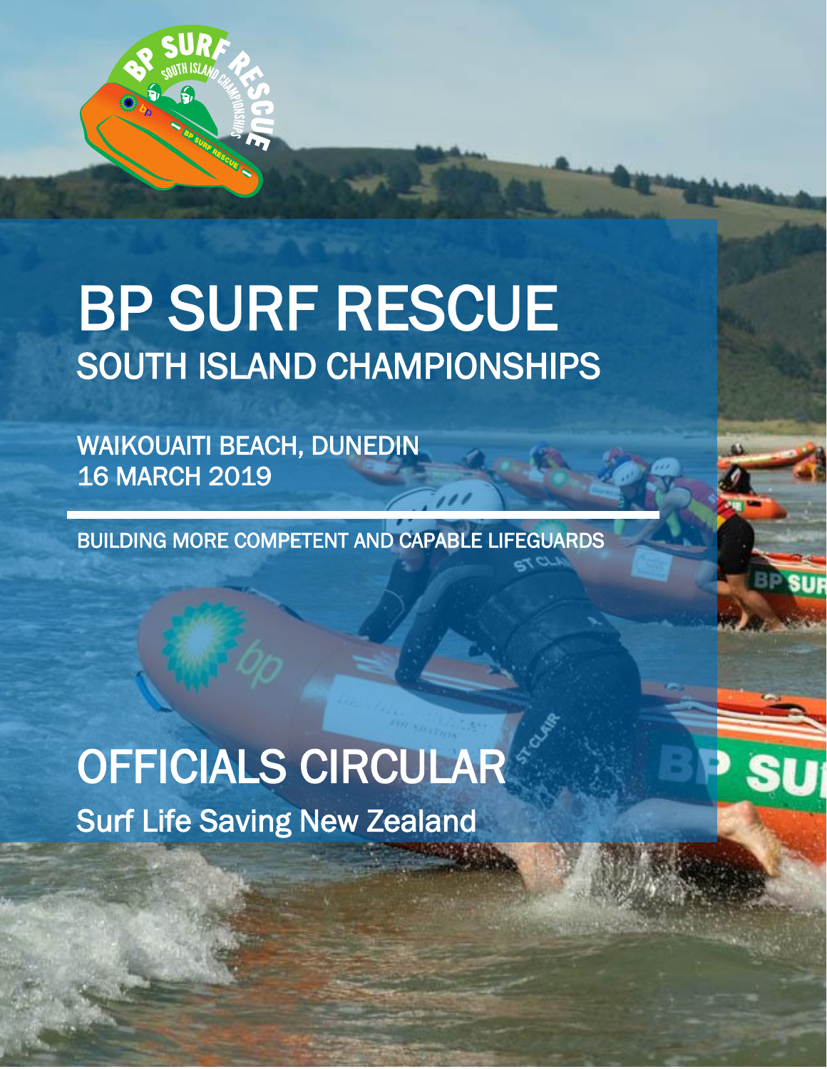# BP SURF RESCUE

## SOUTH ISLAND CHAMPIONSHIPS

WAIKOUAITI BEACH, DUNEDIN
16 MARCH 2019

BUILDING MORE COMPETENT AND CAPABLE LIFEGUARDS

# OFFICIALS CIRCULAR

Surf Life Saving New Zealand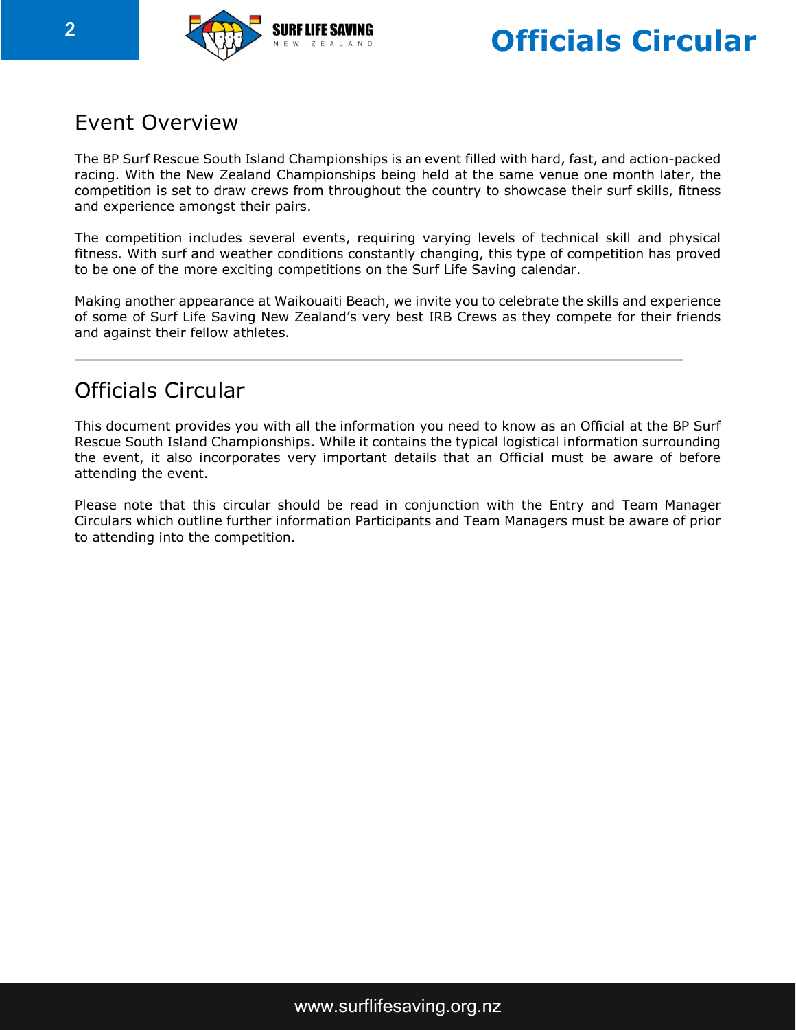## Event Overview

The BP Surf Rescue South Island Championships is an event filled with hard, fast, and action-packed racing. With the New Zealand Championships being held at the same venue one month later, the competition is set to draw crews from throughout the country to showcase their surf skills, fitness and experience amongst their pairs.

The competition includes several events, requiring varying levels of technical skill and physical fitness. With surf and weather conditions constantly changing, this type of competition has proved to be one of the more exciting competitions on the Surf Life Saving calendar.

Making another appearance at Waikouaiti Beach, we invite you to celebrate the skills and experience of some of Surf Life Saving New Zealand's very best IRB Crews as they compete for their friends and against their fellow athletes.

---

## Officials Circular

This document provides you with all the information you need to know as an Official at the BP Surf Rescue South Island Championships. While it contains the typical logistical information surrounding the event, it also incorporates very important details that an Official must be aware of before attending the event.

Please note that this circular should be read in conjunction with the Entry and Team Manager Circulars which outline further information Participants and Team Managers must be aware of prior to attending into the competition.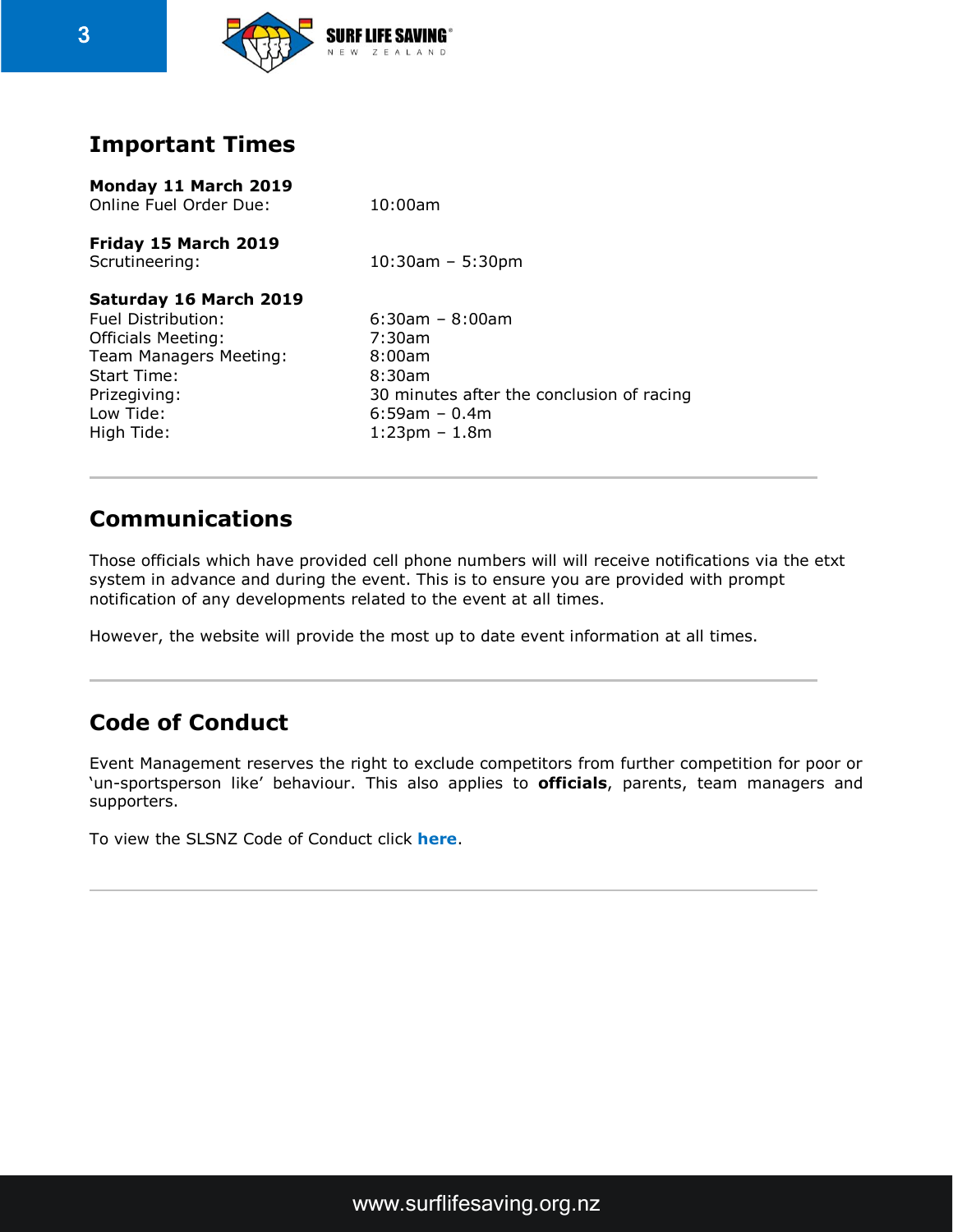## Important Times

**Monday 11 March 2019**

Online Fuel Order Due: 10:00am

**Friday 15 March 2019**

Scrutineering: 10:30am – 5:30pm

**Saturday 16 March 2019**

Fuel Distribution: 6:30am – 8:00am
Officials Meeting: 7:30am
Team Managers Meeting: 8:00am
Start Time: 8:30am
Prizegiving: 30 minutes after the conclusion of racing
Low Tide: 6:59am – 0.4m
High Tide: 1:23pm – 1.8m

---

## Communications

Those officials which have provided cell phone numbers will will receive notifications via the etxt system in advance and during the event. This is to ensure you are provided with prompt notification of any developments related to the event at all times.

However, the website will provide the most up to date event information at all times.

---

## Code of Conduct

Event Management reserves the right to exclude competitors from further competition for poor or 'un-sportsperson like' behaviour. This also applies to **officials**, parents, team managers and supporters.

To view the SLSNZ Code of Conduct click **here**.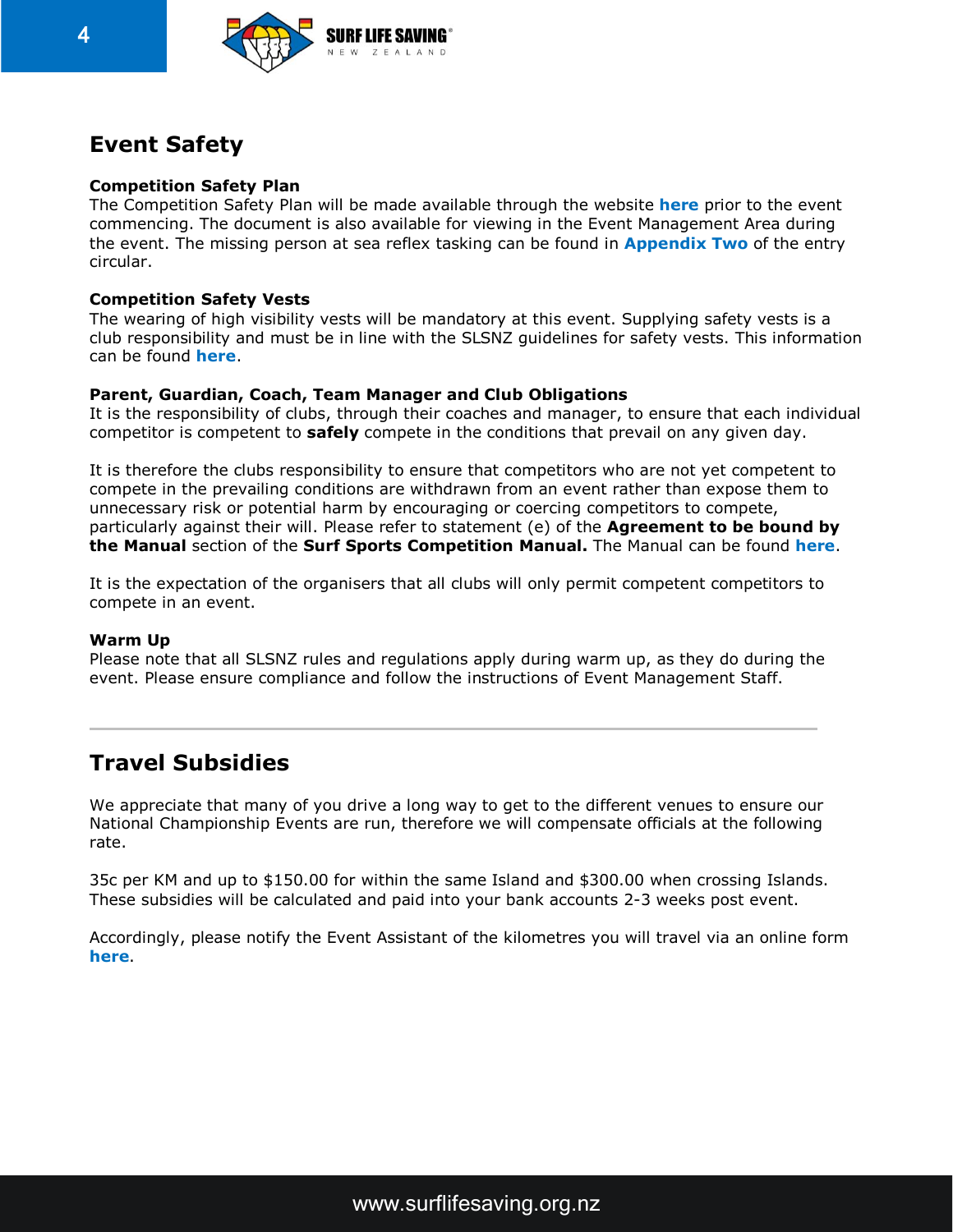## Event Safety

**Competition Safety Plan**
The Competition Safety Plan will be made available through the website **here** prior to the event commencing. The document is also available for viewing in the Event Management Area during the event. The missing person at sea reflex tasking can be found in **Appendix Two** of the entry circular.

**Competition Safety Vests**
The wearing of high visibility vests will be mandatory at this event. Supplying safety vests is a club responsibility and must be in line with the SLSNZ guidelines for safety vests. This information can be found **here**.

**Parent, Guardian, Coach, Team Manager and Club Obligations**
It is the responsibility of clubs, through their coaches and manager, to ensure that each individual competitor is competent to **safely** compete in the conditions that prevail on any given day.

It is therefore the clubs responsibility to ensure that competitors who are not yet competent to compete in the prevailing conditions are withdrawn from an event rather than expose them to unnecessary risk or potential harm by encouraging or coercing competitors to compete, particularly against their will. Please refer to statement (e) of the **Agreement to be bound by the Manual** section of the **Surf Sports Competition Manual.** The Manual can be found **here**.

It is the expectation of the organisers that all clubs will only permit competent competitors to compete in an event.

**Warm Up**
Please note that all SLSNZ rules and regulations apply during warm up, as they do during the event. Please ensure compliance and follow the instructions of Event Management Staff.

---

## Travel Subsidies

We appreciate that many of you drive a long way to get to the different venues to ensure our National Championship Events are run, therefore we will compensate officials at the following rate.

35c per KM and up to $150.00 for within the same Island and $300.00 when crossing Islands. These subsidies will be calculated and paid into your bank accounts 2-3 weeks post event.

Accordingly, please notify the Event Assistant of the kilometres you will travel via an online form **here**.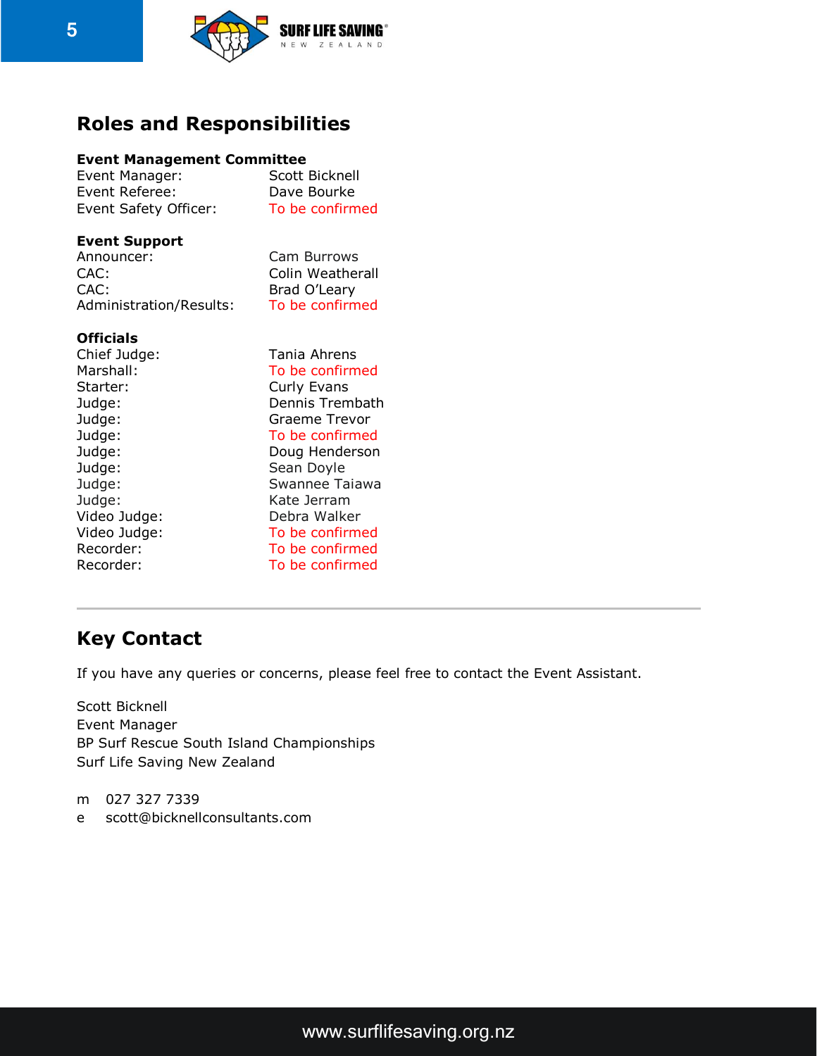## Roles and Responsibilities

**Event Management Committee**

Event Manager: Scott Bicknell
Event Referee: Dave Bourke
Event Safety Officer: To be confirmed

**Event Support**

Announcer: Cam Burrows
CAC: Colin Weatherall
CAC: Brad O'Leary
Administration/Results: To be confirmed

**Officials**

Chief Judge: Tania Ahrens
Marshall: To be confirmed
Starter: Curly Evans
Judge: Dennis Trembath
Judge: Graeme Trevor
Judge: To be confirmed
Judge: Doug Henderson
Judge: Sean Doyle
Judge: Swannee Taiawa
Judge: Kate Jerram
Video Judge: Debra Walker
Video Judge: To be confirmed
Recorder: To be confirmed
Recorder: To be confirmed

---

## Key Contact

If you have any queries or concerns, please feel free to contact the Event Assistant.

Scott Bicknell
Event Manager
BP Surf Rescue South Island Championships
Surf Life Saving New Zealand

m 027 327 7339
e scott@bicknellconsultants.com